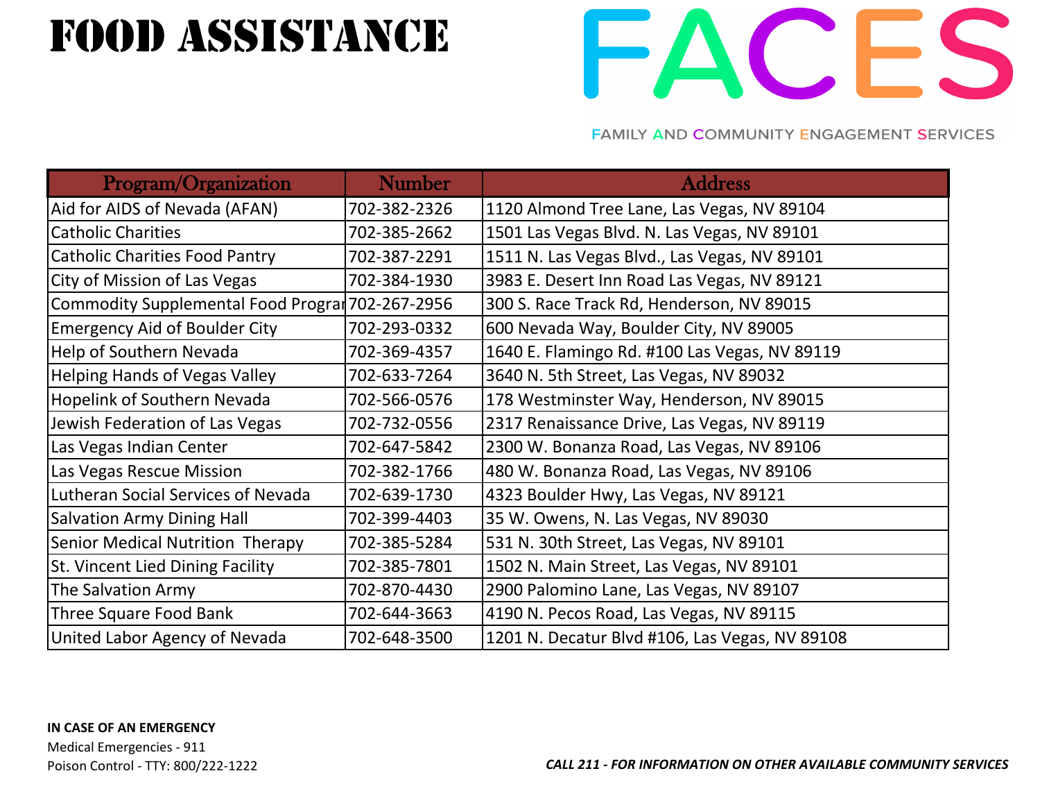# FOOD ASSISTANCE

FACES

FAMILY AND COMMUNITY ENGAGEMENT SERVICES

| Program/Organization | Number | Address |
|---|---|---|
| Aid for AIDS of Nevada (AFAN) | 702-382-2326 | 1120 Almond Tree Lane, Las Vegas, NV 89104 |
| Catholic Charities | 702-385-2662 | 1501 Las Vegas Blvd. N. Las Vegas, NV 89101 |
| Catholic Charities Food Pantry | 702-387-2291 | 1511 N. Las Vegas Blvd., Las Vegas, NV 89101 |
| City of Mission of Las Vegas | 702-384-1930 | 3983 E. Desert Inn Road Las Vegas, NV 89121 |
| Commodity Supplemental Food Prograr | 702-267-2956 | 300 S. Race Track Rd, Henderson, NV 89015 |
| Emergency Aid of Boulder City | 702-293-0332 | 600 Nevada Way, Boulder City, NV 89005 |
| Help of Southern Nevada | 702-369-4357 | 1640 E. Flamingo Rd. #100 Las Vegas, NV 89119 |
| Helping Hands of Vegas Valley | 702-633-7264 | 3640 N. 5th Street, Las Vegas, NV 89032 |
| Hopelink of Southern Nevada | 702-566-0576 | 178 Westminster Way, Henderson, NV 89015 |
| Jewish Federation of Las Vegas | 702-732-0556 | 2317 Renaissance Drive, Las Vegas, NV 89119 |
| Las Vegas Indian Center | 702-647-5842 | 2300 W. Bonanza Road, Las Vegas, NV 89106 |
| Las Vegas Rescue Mission | 702-382-1766 | 480 W. Bonanza Road, Las Vegas, NV 89106 |
| Lutheran Social Services of Nevada | 702-639-1730 | 4323 Boulder Hwy, Las Vegas, NV 89121 |
| Salvation Army Dining Hall | 702-399-4403 | 35 W. Owens, N. Las Vegas, NV 89030 |
| Senior Medical Nutrition Therapy | 702-385-5284 | 531 N. 30th Street, Las Vegas, NV 89101 |
| St. Vincent Lied Dining Facility | 702-385-7801 | 1502 N. Main Street, Las Vegas, NV 89101 |
| The Salvation Army | 702-870-4430 | 2900 Palomino Lane, Las Vegas, NV 89107 |
| Three Square Food Bank | 702-644-3663 | 4190 N. Pecos Road, Las Vegas, NV 89115 |
| United Labor Agency of Nevada | 702-648-3500 | 1201 N. Decatur Blvd #106, Las Vegas, NV 89108 |

**IN CASE OF AN EMERGENCY**

Medical Emergencies - 911

Poison Control - TTY: 800/222-1222

***CALL 211 - FOR INFORMATION ON OTHER AVAILABLE COMMUNITY SERVICES***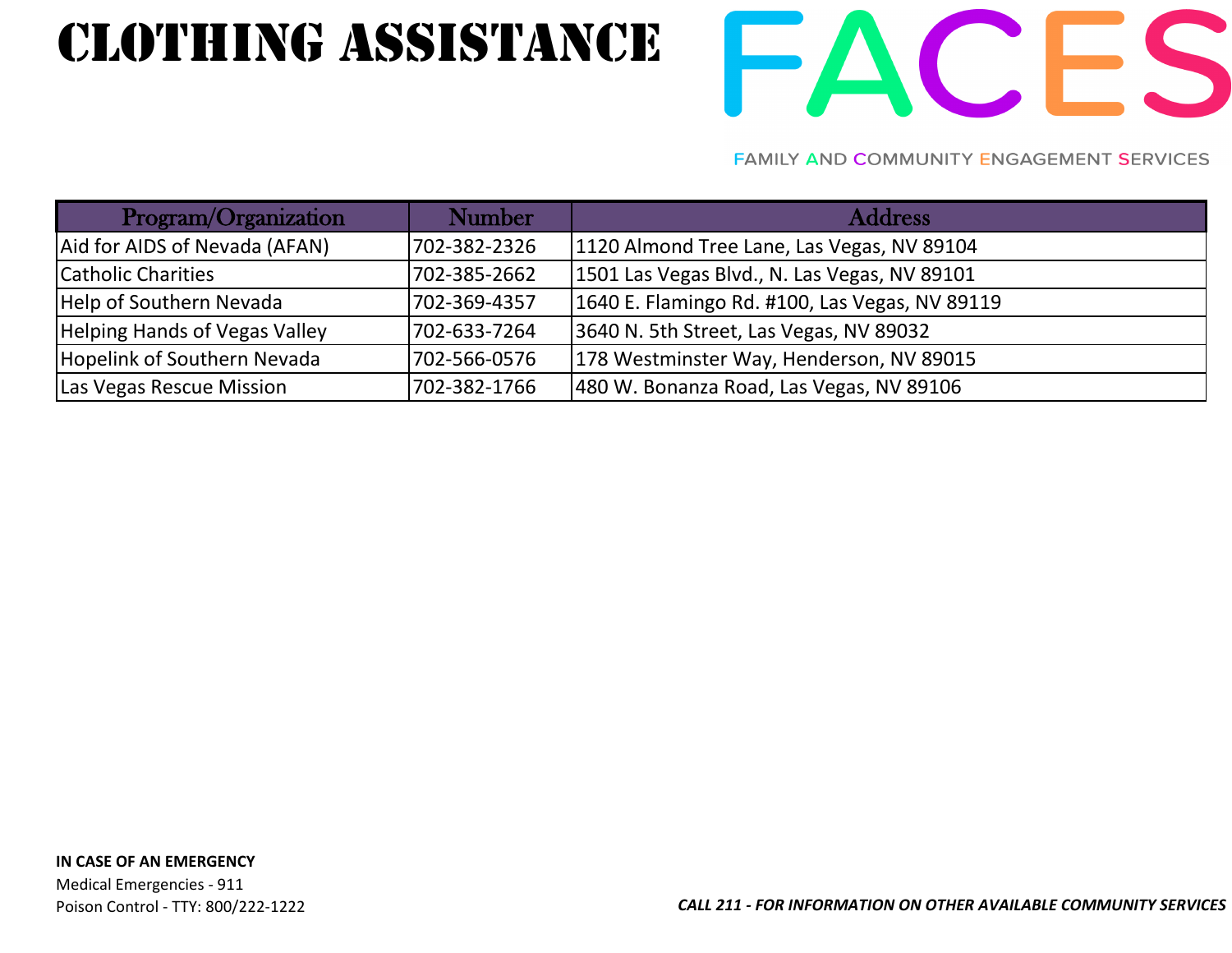# CLOTHING ASSISTANCE

FACES

FAMILY AND COMMUNITY ENGAGEMENT SERVICES

| Program/Organization | Number | Address |
|---|---|---|
| Aid for AIDS of Nevada (AFAN) | 702-382-2326 | 1120 Almond Tree Lane, Las Vegas, NV 89104 |
| Catholic Charities | 702-385-2662 | 1501 Las Vegas Blvd., N. Las Vegas, NV 89101 |
| Help of Southern Nevada | 702-369-4357 | 1640 E. Flamingo Rd. #100, Las Vegas, NV 89119 |
| Helping Hands of Vegas Valley | 702-633-7264 | 3640 N. 5th Street, Las Vegas, NV 89032 |
| Hopelink of Southern Nevada | 702-566-0576 | 178 Westminster Way, Henderson, NV 89015 |
| Las Vegas Rescue Mission | 702-382-1766 | 480 W. Bonanza Road, Las Vegas, NV 89106 |

**IN CASE OF AN EMERGENCY**
Medical Emergencies - 911
Poison Control - TTY: 800/222-1222

***CALL 211 - FOR INFORMATION ON OTHER AVAILABLE COMMUNITY SERVICES***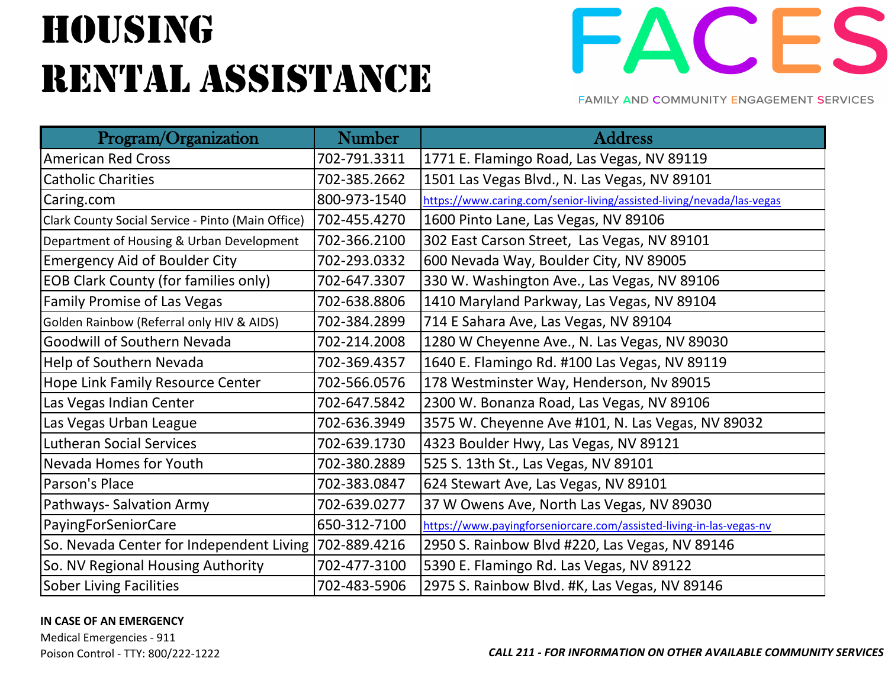# HOUSING RENTAL ASSISTANCE

FACES

FAMILY AND COMMUNITY ENGAGEMENT SERVICES

| Program/Organization | Number | Address |
|---|---|---|
| American Red Cross | 702-791.3311 | 1771 E. Flamingo Road, Las Vegas, NV 89119 |
| Catholic Charities | 702-385.2662 | 1501 Las Vegas Blvd., N. Las Vegas, NV 89101 |
| Caring.com | 800-973-1540 | https://www.caring.com/senior-living/assisted-living/nevada/las-vegas |
| Clark County Social Service - Pinto (Main Office) | 702-455.4270 | 1600 Pinto Lane, Las Vegas, NV 89106 |
| Department of Housing & Urban Development | 702-366.2100 | 302 East Carson Street, Las Vegas, NV 89101 |
| Emergency Aid of Boulder City | 702-293.0332 | 600 Nevada Way, Boulder City, NV 89005 |
| EOB Clark County (for families only) | 702-647.3307 | 330 W. Washington Ave., Las Vegas, NV 89106 |
| Family Promise of Las Vegas | 702-638.8806 | 1410 Maryland Parkway, Las Vegas, NV 89104 |
| Golden Rainbow (Referral only HIV & AIDS) | 702-384.2899 | 714 E Sahara Ave, Las Vegas, NV 89104 |
| Goodwill of Southern Nevada | 702-214.2008 | 1280 W Cheyenne Ave., N. Las Vegas, NV 89030 |
| Help of Southern Nevada | 702-369.4357 | 1640 E. Flamingo Rd. #100 Las Vegas, NV 89119 |
| Hope Link Family Resource Center | 702-566.0576 | 178 Westminster Way, Henderson, Nv 89015 |
| Las Vegas Indian Center | 702-647.5842 | 2300 W. Bonanza Road, Las Vegas, NV 89106 |
| Las Vegas Urban League | 702-636.3949 | 3575 W. Cheyenne Ave #101, N. Las Vegas, NV 89032 |
| Lutheran Social Services | 702-639.1730 | 4323 Boulder Hwy, Las Vegas, NV 89121 |
| Nevada Homes for Youth | 702-380.2889 | 525 S. 13th St., Las Vegas, NV 89101 |
| Parson's Place | 702-383.0847 | 624 Stewart Ave, Las Vegas, NV 89101 |
| Pathways- Salvation Army | 702-639.0277 | 37 W Owens Ave, North Las Vegas, NV 89030 |
| PayingForSeniorCare | 650-312-7100 | https://www.payingforseniorcare.com/assisted-living-in-las-vegas-nv |
| So. Nevada Center for Independent Living | 702-889.4216 | 2950 S. Rainbow Blvd #220, Las Vegas, NV 89146 |
| So. NV Regional Housing Authority | 702-477-3100 | 5390 E. Flamingo Rd. Las Vegas, NV 89122 |
| Sober Living Facilities | 702-483-5906 | 2975 S. Rainbow Blvd. #K, Las Vegas, NV 89146 |

**IN CASE OF AN EMERGENCY**

Medical Emergencies - 911

Poison Control - TTY: 800/222-1222

***CALL 211 - FOR INFORMATION ON OTHER AVAILABLE COMMUNITY SERVICES***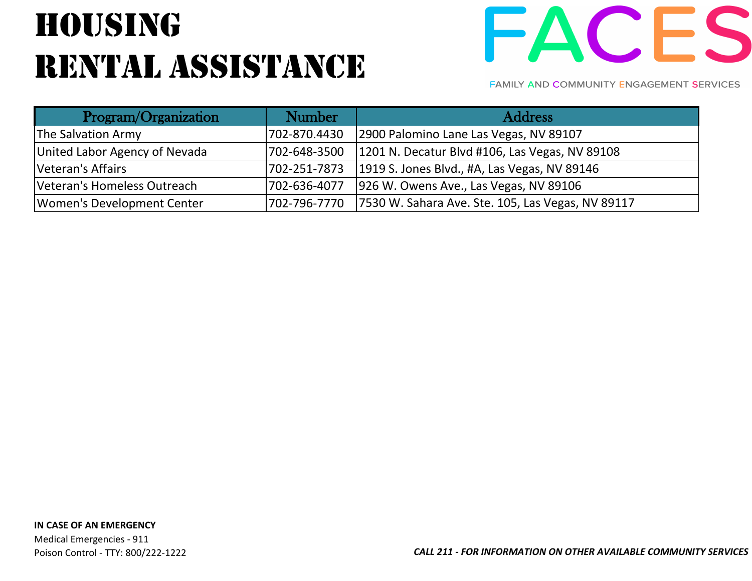# HOUSING
# RENTAL ASSISTANCE

FACES

FAMILY AND COMMUNITY ENGAGEMENT SERVICES

| Program/Organization | Number | Address |
|---|---|---|
| The Salvation Army | 702-870.4430 | 2900 Palomino Lane Las Vegas, NV 89107 |
| United Labor Agency of Nevada | 702-648-3500 | 1201 N. Decatur Blvd #106, Las Vegas, NV 89108 |
| Veteran's Affairs | 702-251-7873 | 1919 S. Jones Blvd., #A, Las Vegas, NV 89146 |
| Veteran's Homeless Outreach | 702-636-4077 | 926 W. Owens Ave., Las Vegas, NV 89106 |
| Women's Development Center | 702-796-7770 | 7530 W. Sahara Ave. Ste. 105, Las Vegas, NV 89117 |

**IN CASE OF AN EMERGENCY**

Medical Emergencies - 911

Poison Control - TTY: 800/222-1222

***CALL 211 - FOR INFORMATION ON OTHER AVAILABLE COMMUNITY SERVICES***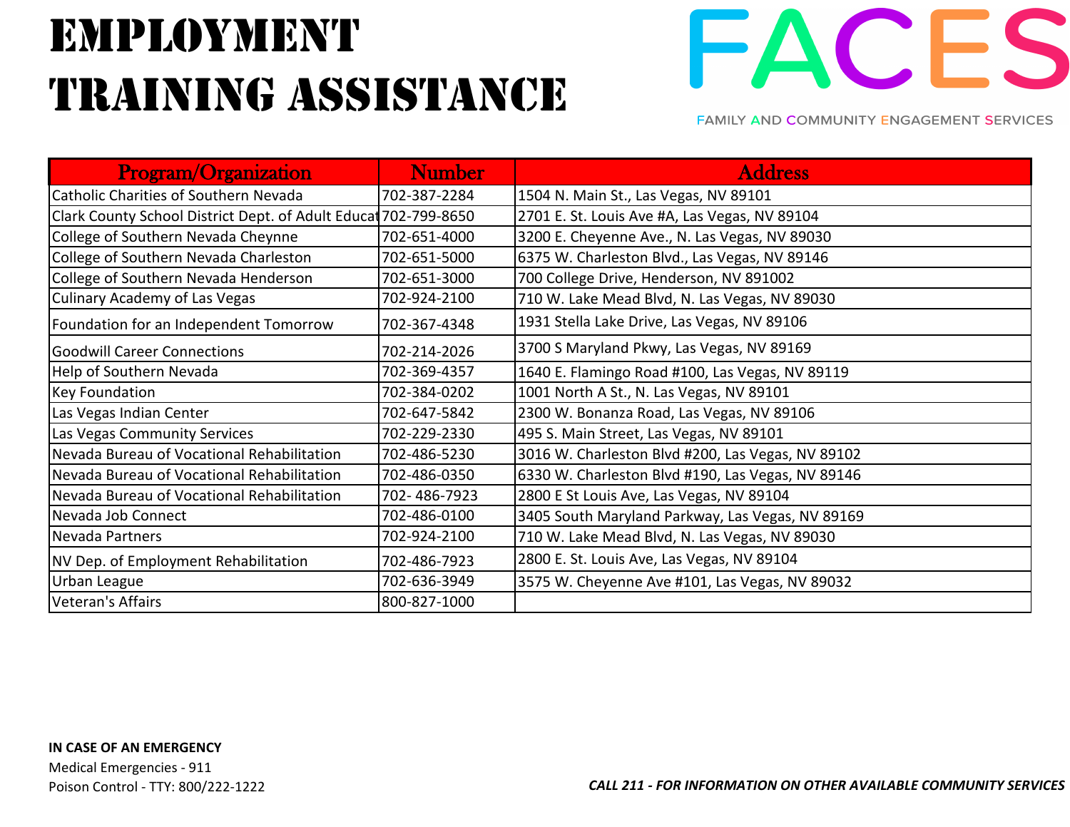# EMPLOYMENT TRAINING ASSISTANCE

FACES

FAMILY AND COMMUNITY ENGAGEMENT SERVICES

| Program/Organization | Number | Address |
|---|---|---|
| Catholic Charities of Southern Nevada | 702-387-2284 | 1504 N. Main St., Las Vegas, NV 89101 |
| Clark County School District Dept. of Adult Educat | 702-799-8650 | 2701 E. St. Louis Ave #A, Las Vegas, NV 89104 |
| College of Southern Nevada Cheynne | 702-651-4000 | 3200 E. Cheyenne Ave., N. Las Vegas, NV 89030 |
| College of Southern Nevada Charleston | 702-651-5000 | 6375 W. Charleston Blvd., Las Vegas, NV 89146 |
| College of Southern Nevada Henderson | 702-651-3000 | 700 College Drive, Henderson, NV 891002 |
| Culinary Academy of Las Vegas | 702-924-2100 | 710 W. Lake Mead Blvd, N. Las Vegas, NV 89030 |
| Foundation for an Independent Tomorrow | 702-367-4348 | 1931 Stella Lake Drive, Las Vegas, NV 89106 |
| Goodwill Career Connections | 702-214-2026 | 3700 S Maryland Pkwy, Las Vegas, NV 89169 |
| Help of Southern Nevada | 702-369-4357 | 1640 E. Flamingo Road #100, Las Vegas, NV 89119 |
| Key Foundation | 702-384-0202 | 1001 North A St., N. Las Vegas, NV 89101 |
| Las Vegas Indian Center | 702-647-5842 | 2300 W. Bonanza Road, Las Vegas, NV 89106 |
| Las Vegas Community Services | 702-229-2330 | 495 S. Main Street, Las Vegas, NV 89101 |
| Nevada Bureau of Vocational Rehabilitation | 702-486-5230 | 3016 W. Charleston Blvd #200, Las Vegas, NV 89102 |
| Nevada Bureau of Vocational Rehabilitation | 702-486-0350 | 6330 W. Charleston Blvd #190, Las Vegas, NV 89146 |
| Nevada Bureau of Vocational Rehabilitation | 702- 486-7923 | 2800 E St Louis Ave, Las Vegas, NV 89104 |
| Nevada Job Connect | 702-486-0100 | 3405 South Maryland Parkway, Las Vegas, NV 89169 |
| Nevada Partners | 702-924-2100 | 710 W. Lake Mead Blvd, N. Las Vegas, NV 89030 |
| NV Dep. of Employment Rehabilitation | 702-486-7923 | 2800 E. St. Louis Ave, Las Vegas, NV 89104 |
| Urban League | 702-636-3949 | 3575 W. Cheyenne Ave #101, Las Vegas, NV 89032 |
| Veteran's Affairs | 800-827-1000 | |

**IN CASE OF AN EMERGENCY**

Medical Emergencies - 911

Poison Control - TTY: 800/222-1222

***CALL 211 - FOR INFORMATION ON OTHER AVAILABLE COMMUNITY SERVICES***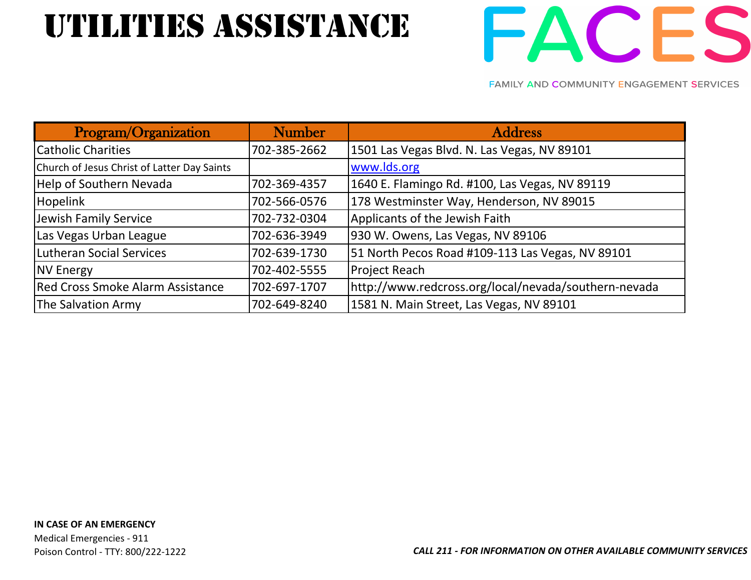# UTILITIES ASSISTANCE

FACES

FAMILY AND COMMUNITY ENGAGEMENT SERVICES

| Program/Organization | Number | Address |
| --- | --- | --- |
| Catholic Charities | 702-385-2662 | 1501 Las Vegas Blvd. N. Las Vegas, NV 89101 |
| Church of Jesus Christ of Latter Day Saints | | www.lds.org |
| Help of Southern Nevada | 702-369-4357 | 1640 E. Flamingo Rd. #100, Las Vegas, NV 89119 |
| Hopelink | 702-566-0576 | 178 Westminster Way, Henderson, NV 89015 |
| Jewish Family Service | 702-732-0304 | Applicants of the Jewish Faith |
| Las Vegas Urban League | 702-636-3949 | 930 W. Owens, Las Vegas, NV 89106 |
| Lutheran Social Services | 702-639-1730 | 51 North Pecos Road #109-113 Las Vegas, NV 89101 |
| NV Energy | 702-402-5555 | Project Reach |
| Red Cross Smoke Alarm Assistance | 702-697-1707 | http://www.redcross.org/local/nevada/southern-nevada |
| The Salvation Army | 702-649-8240 | 1581 N. Main Street, Las Vegas, NV 89101 |

**IN CASE OF AN EMERGENCY**

Medical Emergencies - 911

Poison Control - TTY: 800/222-1222

***CALL 211 - FOR INFORMATION ON OTHER AVAILABLE COMMUNITY SERVICES***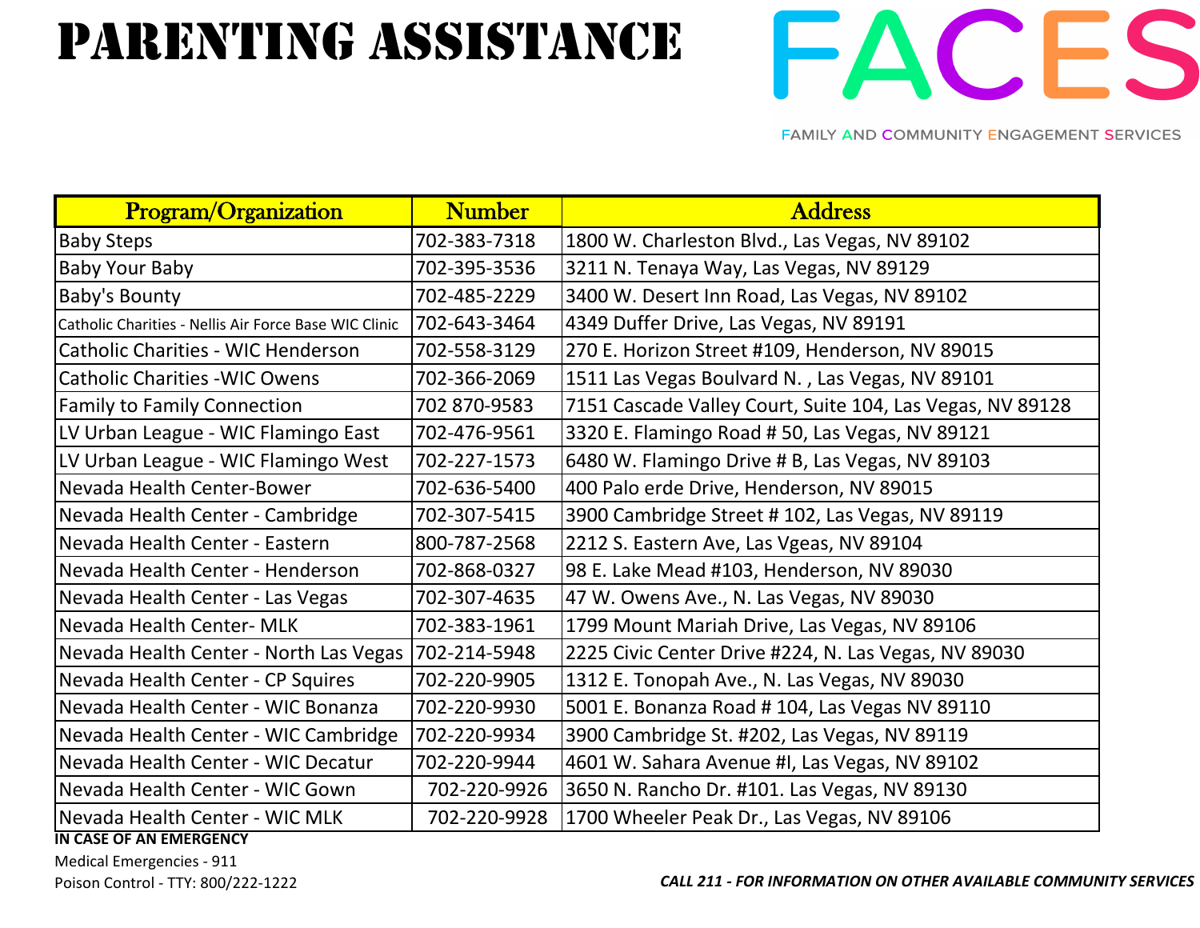# PARENTING ASSISTANCE

FACES

FAMILY AND COMMUNITY ENGAGEMENT SERVICES

| Program/Organization | Number | Address |
| --- | --- | --- |
| Baby Steps | 702-383-7318 | 1800 W. Charleston Blvd., Las Vegas, NV 89102 |
| Baby Your Baby | 702-395-3536 | 3211 N. Tenaya Way, Las Vegas, NV 89129 |
| Baby's Bounty | 702-485-2229 | 3400 W. Desert Inn Road, Las Vegas, NV 89102 |
| Catholic Charities - Nellis Air Force Base WIC Clinic | 702-643-3464 | 4349 Duffer Drive, Las Vegas, NV 89191 |
| Catholic Charities - WIC Henderson | 702-558-3129 | 270 E. Horizon Street #109, Henderson, NV 89015 |
| Catholic Charities -WIC Owens | 702-366-2069 | 1511 Las Vegas Boulvard N. , Las Vegas, NV 89101 |
| Family to Family Connection | 702 870-9583 | 7151 Cascade Valley Court, Suite 104, Las Vegas, NV 89128 |
| LV Urban League - WIC Flamingo East | 702-476-9561 | 3320 E. Flamingo Road # 50, Las Vegas, NV 89121 |
| LV Urban League - WIC Flamingo West | 702-227-1573 | 6480 W. Flamingo Drive # B, Las Vegas, NV 89103 |
| Nevada Health Center-Bower | 702-636-5400 | 400 Palo erde Drive, Henderson, NV 89015 |
| Nevada Health Center - Cambridge | 702-307-5415 | 3900 Cambridge Street # 102, Las Vegas, NV 89119 |
| Nevada Health Center - Eastern | 800-787-2568 | 2212 S. Eastern Ave, Las Vgeas, NV 89104 |
| Nevada Health Center - Henderson | 702-868-0327 | 98 E. Lake Mead #103, Henderson, NV 89030 |
| Nevada Health Center - Las Vegas | 702-307-4635 | 47 W. Owens Ave., N. Las Vegas, NV 89030 |
| Nevada Health Center- MLK | 702-383-1961 | 1799 Mount Mariah Drive, Las Vegas, NV 89106 |
| Nevada Health Center - North Las Vegas | 702-214-5948 | 2225 Civic Center Drive #224, N. Las Vegas, NV 89030 |
| Nevada Health Center - CP Squires | 702-220-9905 | 1312 E. Tonopah Ave., N. Las Vegas, NV 89030 |
| Nevada Health Center - WIC Bonanza | 702-220-9930 | 5001 E. Bonanza Road # 104, Las Vegas NV 89110 |
| Nevada Health Center - WIC Cambridge | 702-220-9934 | 3900 Cambridge St. #202, Las Vegas, NV 89119 |
| Nevada Health Center - WIC Decatur | 702-220-9944 | 4601 W. Sahara Avenue #I, Las Vegas, NV 89102 |
| Nevada Health Center - WIC Gown | 702-220-9926 | 3650 N. Rancho Dr. #101. Las Vegas, NV 89130 |
| Nevada Health Center - WIC MLK | 702-220-9928 | 1700 Wheeler Peak Dr., Las Vegas, NV 89106 |

**IN CASE OF AN EMERGENCY**

Medical Emergencies - 911

Poison Control - TTY: 800/222-1222

***CALL 211 - FOR INFORMATION ON OTHER AVAILABLE COMMUNITY SERVICES***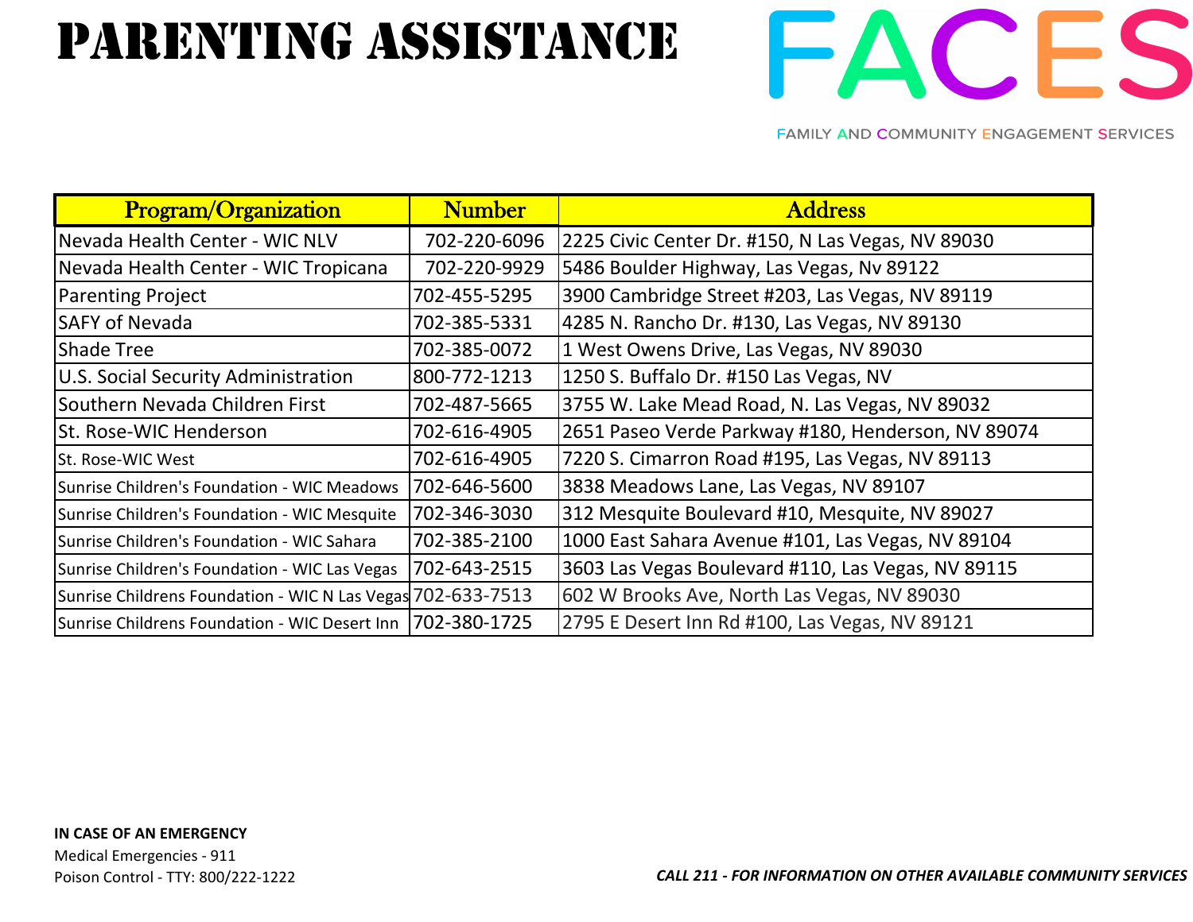# PARENTING ASSISTANCE

FACES

FAMILY AND COMMUNITY ENGAGEMENT SERVICES

| Program/Organization | Number | Address |
|---|---|---|
| Nevada Health Center - WIC NLV | 702-220-6096 | 2225 Civic Center Dr. #150, N Las Vegas, NV 89030 |
| Nevada Health Center - WIC Tropicana | 702-220-9929 | 5486 Boulder Highway, Las Vegas, Nv 89122 |
| Parenting Project | 702-455-5295 | 3900 Cambridge Street #203, Las Vegas, NV 89119 |
| SAFY of Nevada | 702-385-5331 | 4285 N. Rancho Dr. #130, Las Vegas, NV 89130 |
| Shade Tree | 702-385-0072 | 1 West Owens Drive, Las Vegas, NV 89030 |
| U.S. Social Security Administration | 800-772-1213 | 1250 S. Buffalo Dr. #150 Las Vegas, NV |
| Southern Nevada Children First | 702-487-5665 | 3755 W. Lake Mead Road, N. Las Vegas, NV 89032 |
| St. Rose-WIC Henderson | 702-616-4905 | 2651 Paseo Verde Parkway #180, Henderson, NV 89074 |
| St. Rose-WIC West | 702-616-4905 | 7220 S. Cimarron Road #195, Las Vegas, NV 89113 |
| Sunrise Children's Foundation - WIC Meadows | 702-646-5600 | 3838 Meadows Lane, Las Vegas, NV 89107 |
| Sunrise Children's Foundation - WIC Mesquite | 702-346-3030 | 312 Mesquite Boulevard #10, Mesquite, NV 89027 |
| Sunrise Children's Foundation - WIC Sahara | 702-385-2100 | 1000 East Sahara Avenue #101, Las Vegas, NV 89104 |
| Sunrise Children's Foundation - WIC Las Vegas | 702-643-2515 | 3603 Las Vegas Boulevard #110, Las Vegas, NV 89115 |
| Sunrise Childrens Foundation - WIC N Las Vegas | 702-633-7513 | 602 W Brooks Ave, North Las Vegas, NV 89030 |
| Sunrise Childrens Foundation - WIC Desert Inn | 702-380-1725 | 2795 E Desert Inn Rd #100, Las Vegas, NV 89121 |

**IN CASE OF AN EMERGENCY**
Medical Emergencies - 911
Poison Control - TTY: 800/222-1222

***CALL 211 - FOR INFORMATION ON OTHER AVAILABLE COMMUNITY SERVICES***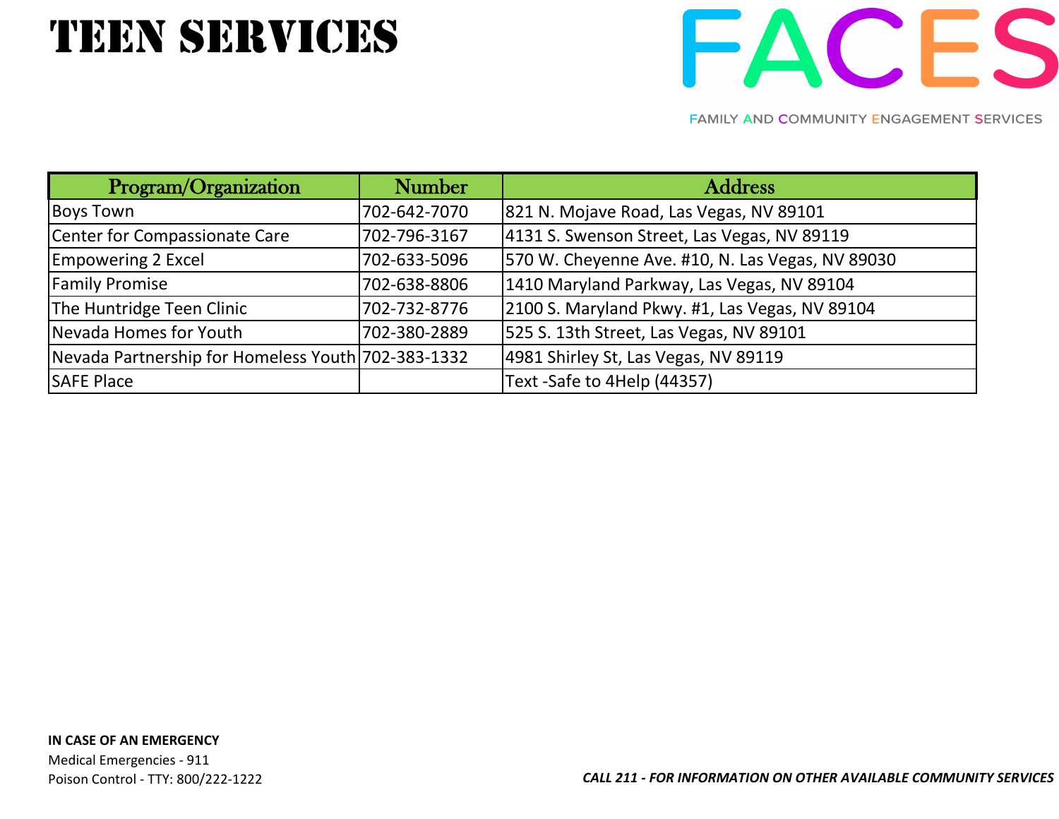# TEEN SERVICES

FACES

FAMILY AND COMMUNITY ENGAGEMENT SERVICES

| Program/Organization | Number | Address |
|---|---|---|
| Boys Town | 702-642-7070 | 821 N. Mojave Road, Las Vegas, NV 89101 |
| Center for Compassionate Care | 702-796-3167 | 4131 S. Swenson Street, Las Vegas, NV 89119 |
| Empowering 2 Excel | 702-633-5096 | 570 W. Cheyenne Ave. #10, N. Las Vegas, NV 89030 |
| Family Promise | 702-638-8806 | 1410 Maryland Parkway, Las Vegas, NV 89104 |
| The Huntridge Teen Clinic | 702-732-8776 | 2100 S. Maryland Pkwy. #1, Las Vegas, NV 89104 |
| Nevada Homes for Youth | 702-380-2889 | 525 S. 13th Street, Las Vegas, NV 89101 |
| Nevada Partnership for Homeless Youth | 702-383-1332 | 4981 Shirley St, Las Vegas, NV 89119 |
| SAFE Place | | Text -Safe to 4Help (44357) |

**IN CASE OF AN EMERGENCY**

Medical Emergencies - 911

Poison Control - TTY: 800/222-1222

***CALL 211 - FOR INFORMATION ON OTHER AVAILABLE COMMUNITY SERVICES***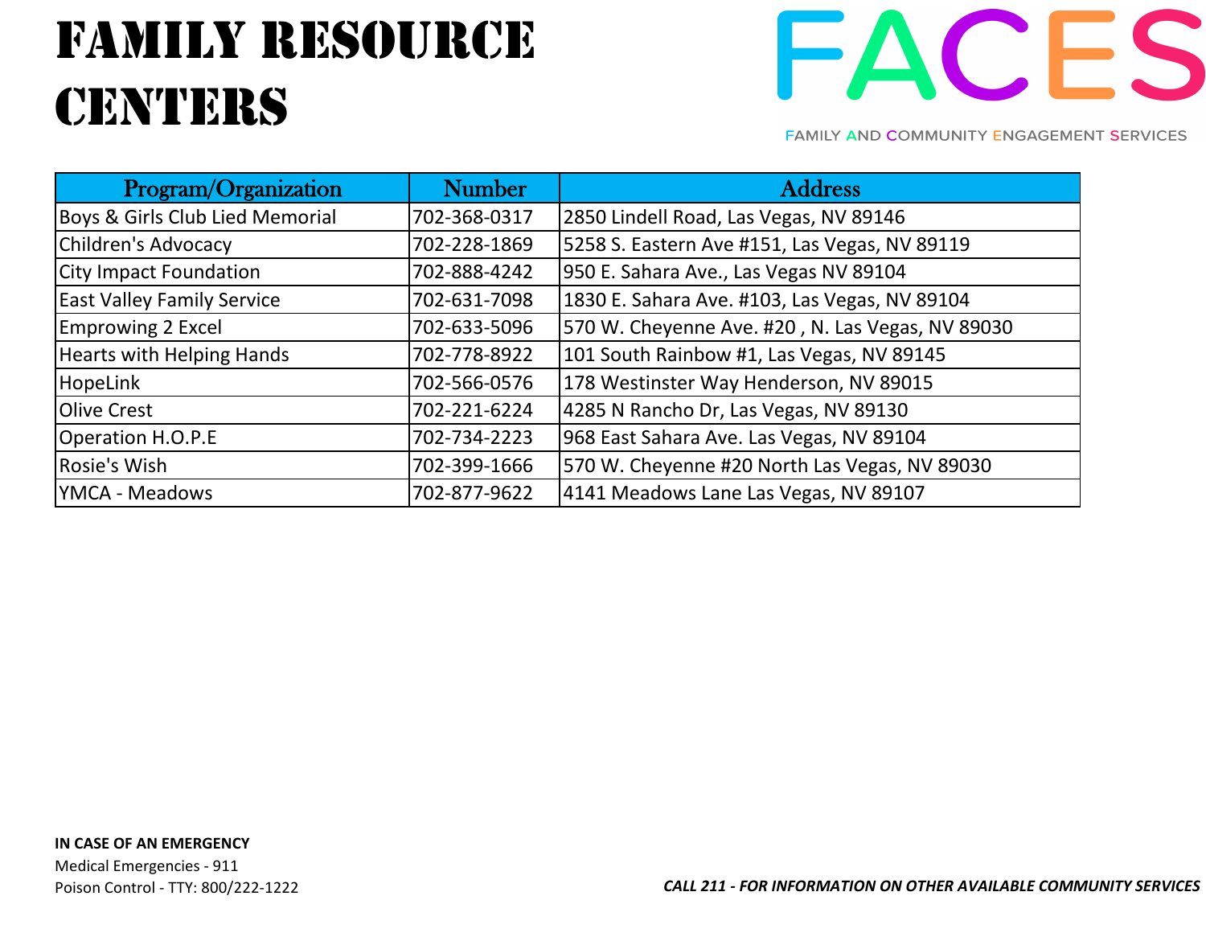# FAMILY RESOURCE CENTERS

FACES

FAMILY AND COMMUNITY ENGAGEMENT SERVICES

| Program/Organization | Number | Address |
|---|---|---|
| Boys & Girls Club Lied Memorial | 702-368-0317 | 2850 Lindell Road, Las Vegas, NV 89146 |
| Children's Advocacy | 702-228-1869 | 5258 S. Eastern Ave #151, Las Vegas, NV 89119 |
| City Impact Foundation | 702-888-4242 | 950 E. Sahara Ave., Las Vegas NV 89104 |
| East Valley Family Service | 702-631-7098 | 1830 E. Sahara Ave. #103, Las Vegas, NV 89104 |
| Emprowing 2 Excel | 702-633-5096 | 570 W. Cheyenne Ave. #20 , N. Las Vegas, NV 89030 |
| Hearts with Helping Hands | 702-778-8922 | 101 South Rainbow #1, Las Vegas, NV 89145 |
| HopeLink | 702-566-0576 | 178 Westinster Way Henderson, NV 89015 |
| Olive Crest | 702-221-6224 | 4285 N Rancho Dr, Las Vegas, NV 89130 |
| Operation H.O.P.E | 702-734-2223 | 968 East Sahara Ave. Las Vegas, NV 89104 |
| Rosie's Wish | 702-399-1666 | 570 W. Cheyenne #20 North Las Vegas, NV 89030 |
| YMCA - Meadows | 702-877-9622 | 4141 Meadows Lane Las Vegas, NV 89107 |

**IN CASE OF AN EMERGENCY**

Medical Emergencies - 911

Poison Control - TTY: 800/222-1222

***CALL 211 - FOR INFORMATION ON OTHER AVAILABLE COMMUNITY SERVICES***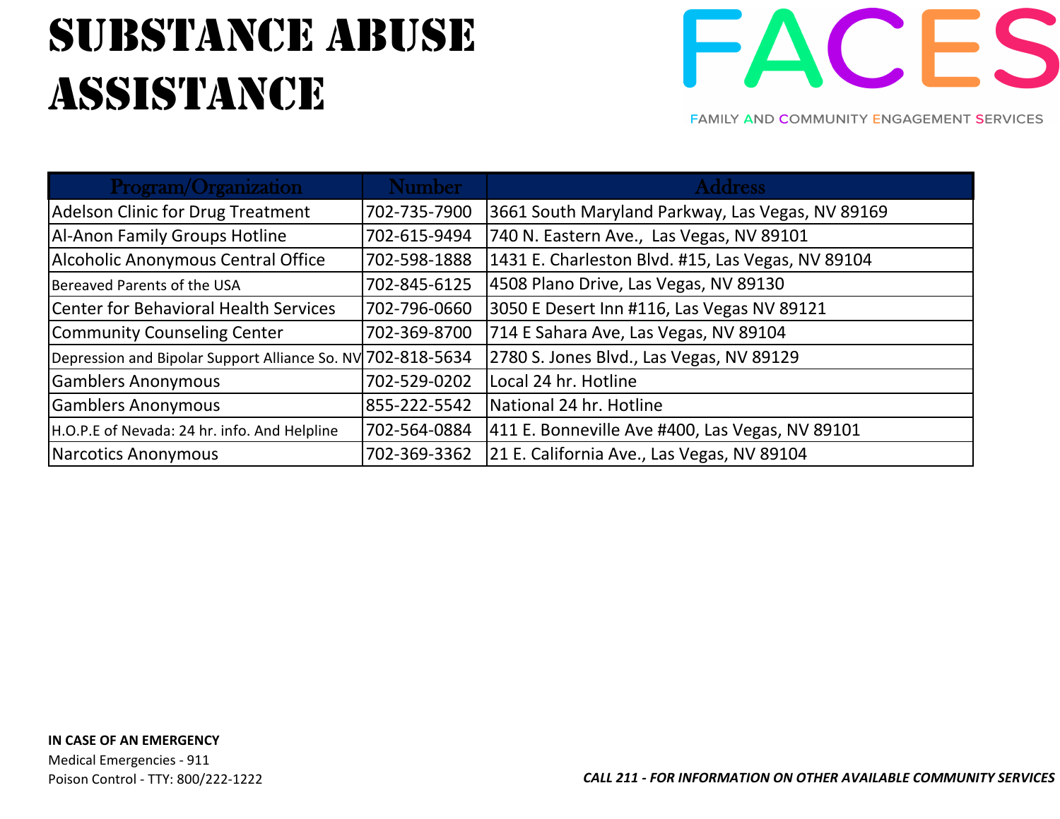# SUBSTANCE ABUSE ASSISTANCE

FACES

FAMILY AND COMMUNITY ENGAGEMENT SERVICES

| Program/Organization | Number | Address |
|---|---|---|
| Adelson Clinic for Drug Treatment | 702-735-7900 | 3661 South Maryland Parkway, Las Vegas, NV 89169 |
| Al-Anon Family Groups Hotline | 702-615-9494 | 740 N. Eastern Ave., Las Vegas, NV 89101 |
| Alcoholic Anonymous Central Office | 702-598-1888 | 1431 E. Charleston Blvd. #15, Las Vegas, NV 89104 |
| Bereaved Parents of the USA | 702-845-6125 | 4508 Plano Drive, Las Vegas, NV 89130 |
| Center for Behavioral Health Services | 702-796-0660 | 3050 E Desert Inn #116, Las Vegas NV 89121 |
| Community Counseling Center | 702-369-8700 | 714 E Sahara Ave, Las Vegas, NV 89104 |
| Depression and Bipolar Support Alliance So. NV | 702-818-5634 | 2780 S. Jones Blvd., Las Vegas, NV 89129 |
| Gamblers Anonymous | 702-529-0202 | Local 24 hr. Hotline |
| Gamblers Anonymous | 855-222-5542 | National 24 hr. Hotline |
| H.O.P.E of Nevada: 24 hr. info. And Helpline | 702-564-0884 | 411 E. Bonneville Ave #400, Las Vegas, NV 89101 |
| Narcotics Anonymous | 702-369-3362 | 21 E. California Ave., Las Vegas, NV 89104 |

**IN CASE OF AN EMERGENCY**

Medical Emergencies - 911

Poison Control - TTY: 800/222-1222

***CALL 211 - FOR INFORMATION ON OTHER AVAILABLE COMMUNITY SERVICES***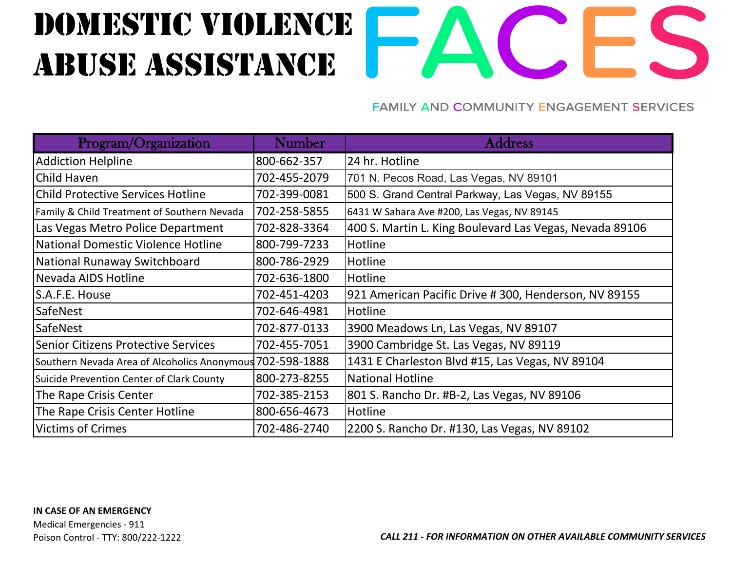# DOMESTIC VIOLENCE ABUSE ASSISTANCE

# FACES

FAMILY AND COMMUNITY ENGAGEMENT SERVICES

| Program/Organization | Number | Address |
|---|---|---|
| Addiction Helpline | 800-662-357 | 24 hr. Hotline |
| Child Haven | 702-455-2079 | 701 N. Pecos Road, Las Vegas, NV 89101 |
| Child Protective Services Hotline | 702-399-0081 | 500 S. Grand Central Parkway, Las Vegas, NV 89155 |
| Family & Child Treatment of Southern Nevada | 702-258-5855 | 6431 W Sahara Ave #200, Las Vegas, NV 89145 |
| Las Vegas Metro Police Department | 702-828-3364 | 400 S. Martin L. King Boulevard Las Vegas, Nevada 89106 |
| National Domestic Violence Hotline | 800-799-7233 | Hotline |
| National Runaway Switchboard | 800-786-2929 | Hotline |
| Nevada AIDS Hotline | 702-636-1800 | Hotline |
| S.A.F.E. House | 702-451-4203 | 921 American Pacific Drive # 300, Henderson, NV 89155 |
| SafeNest | 702-646-4981 | Hotline |
| SafeNest | 702-877-0133 | 3900 Meadows Ln, Las Vegas, NV 89107 |
| Senior Citizens Protective Services | 702-455-7051 | 3900 Cambridge St. Las Vegas, NV 89119 |
| Southern Nevada Area of Alcoholics Anonymous | 702-598-1888 | 1431 E Charleston Blvd #15, Las Vegas, NV 89104 |
| Suicide Prevention Center of Clark County | 800-273-8255 | National Hotline |
| The Rape Crisis Center | 702-385-2153 | 801 S. Rancho Dr. #B-2, Las Vegas, NV 89106 |
| The Rape Crisis Center Hotline | 800-656-4673 | Hotline |
| Victims of Crimes | 702-486-2740 | 2200 S. Rancho Dr. #130, Las Vegas, NV 89102 |

**IN CASE OF AN EMERGENCY**
Medical Emergencies - 911
Poison Control - TTY: 800/222-1222

***CALL 211 - FOR INFORMATION ON OTHER AVAILABLE COMMUNITY SERVICES***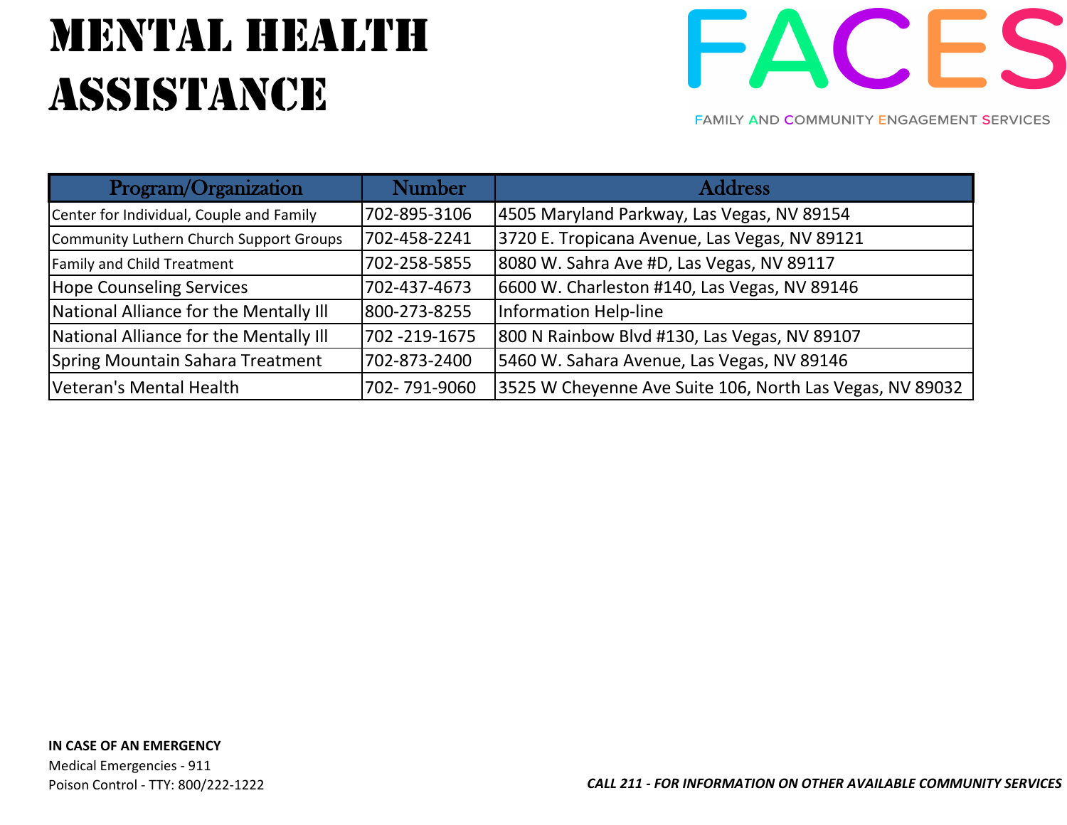# MENTAL HEALTH ASSISTANCE

FACES

FAMILY AND COMMUNITY ENGAGEMENT SERVICES

| Program/Organization | Number | Address |
|---|---|---|
| Center for Individual, Couple and Family | 702-895-3106 | 4505 Maryland Parkway, Las Vegas, NV 89154 |
| Community Luthern Church Support Groups | 702-458-2241 | 3720 E. Tropicana Avenue, Las Vegas, NV 89121 |
| Family and Child Treatment | 702-258-5855 | 8080 W. Sahra Ave #D, Las Vegas, NV 89117 |
| Hope Counseling Services | 702-437-4673 | 6600 W. Charleston #140, Las Vegas, NV 89146 |
| National Alliance for the Mentally Ill | 800-273-8255 | Information Help-line |
| National Alliance for the Mentally Ill | 702 -219-1675 | 800 N Rainbow Blvd #130, Las Vegas, NV 89107 |
| Spring Mountain Sahara Treatment | 702-873-2400 | 5460 W. Sahara Avenue, Las Vegas, NV 89146 |
| Veteran's Mental Health | 702- 791-9060 | 3525 W Cheyenne Ave Suite 106, North Las Vegas, NV 89032 |

**IN CASE OF AN EMERGENCY**

Medical Emergencies - 911

Poison Control - TTY: 800/222-1222

***CALL 211 - FOR INFORMATION ON OTHER AVAILABLE COMMUNITY SERVICES***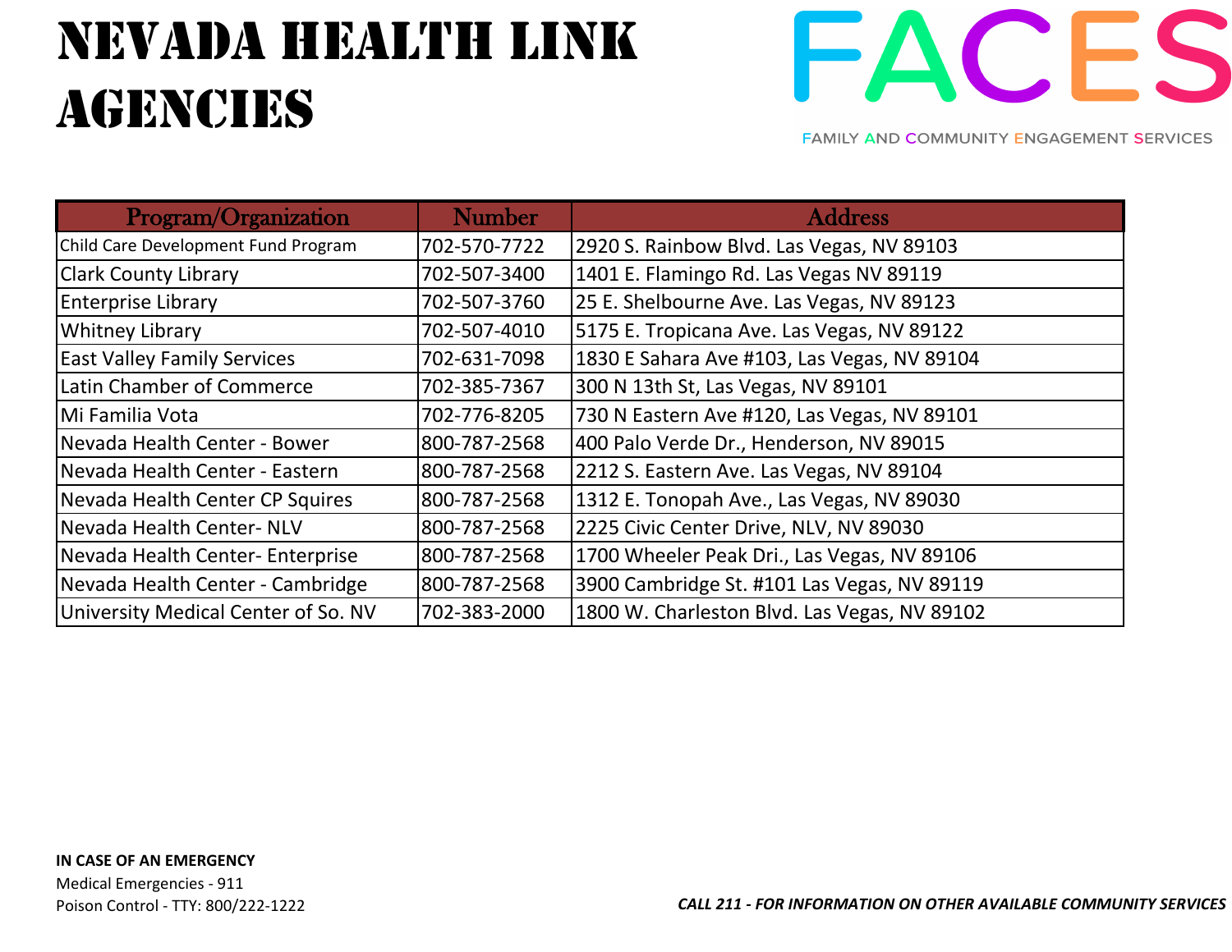# NEVADA HEALTH LINK AGENCIES

FACES

FAMILY AND COMMUNITY ENGAGEMENT SERVICES

| Program/Organization | Number | Address |
|---|---|---|
| Child Care Development Fund Program | 702-570-7722 | 2920 S. Rainbow Blvd. Las Vegas, NV 89103 |
| Clark County Library | 702-507-3400 | 1401 E. Flamingo Rd. Las Vegas NV 89119 |
| Enterprise Library | 702-507-3760 | 25 E. Shelbourne Ave. Las Vegas, NV 89123 |
| Whitney Library | 702-507-4010 | 5175 E. Tropicana Ave. Las Vegas, NV 89122 |
| East Valley Family Services | 702-631-7098 | 1830 E Sahara Ave #103, Las Vegas, NV 89104 |
| Latin Chamber of Commerce | 702-385-7367 | 300 N 13th St, Las Vegas, NV 89101 |
| Mi Familia Vota | 702-776-8205 | 730 N Eastern Ave #120, Las Vegas, NV 89101 |
| Nevada Health Center - Bower | 800-787-2568 | 400 Palo Verde Dr., Henderson, NV 89015 |
| Nevada Health Center - Eastern | 800-787-2568 | 2212 S. Eastern Ave. Las Vegas, NV 89104 |
| Nevada Health Center CP Squires | 800-787-2568 | 1312 E. Tonopah Ave., Las Vegas, NV 89030 |
| Nevada Health Center- NLV | 800-787-2568 | 2225 Civic Center Drive, NLV, NV 89030 |
| Nevada Health Center- Enterprise | 800-787-2568 | 1700 Wheeler Peak Dri., Las Vegas, NV 89106 |
| Nevada Health Center - Cambridge | 800-787-2568 | 3900 Cambridge St. #101 Las Vegas, NV 89119 |
| University Medical Center of So. NV | 702-383-2000 | 1800 W. Charleston Blvd. Las Vegas, NV 89102 |

**IN CASE OF AN EMERGENCY**

Medical Emergencies - 911

Poison Control - TTY: 800/222-1222

***CALL 211 - FOR INFORMATION ON OTHER AVAILABLE COMMUNITY SERVICES***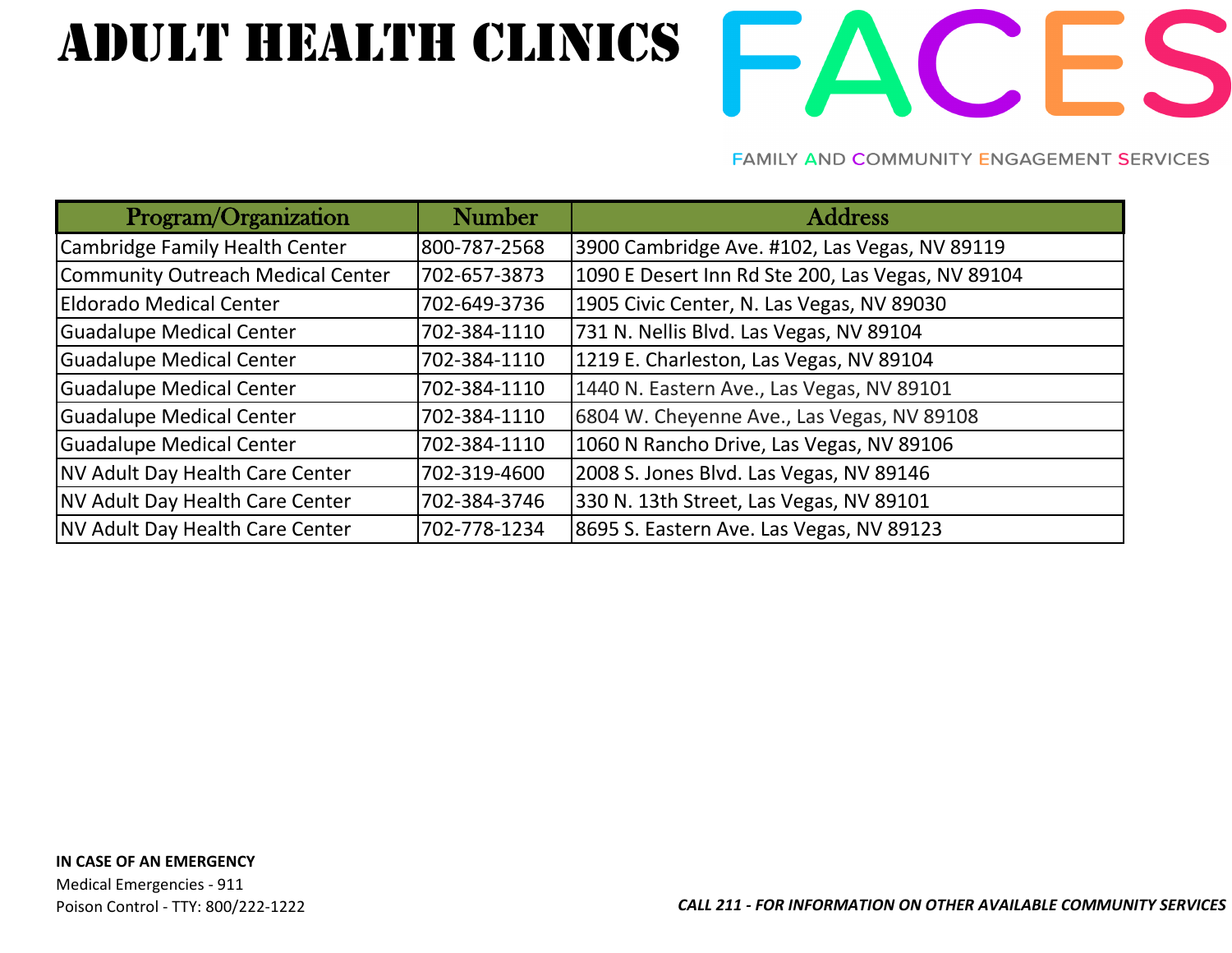# ADULT HEALTH CLINICS

FACES

FAMILY AND COMMUNITY ENGAGEMENT SERVICES

| Program/Organization | Number | Address |
|---|---|---|
| Cambridge Family Health Center | 800-787-2568 | 3900 Cambridge Ave. #102, Las Vegas, NV 89119 |
| Community Outreach Medical Center | 702-657-3873 | 1090 E Desert Inn Rd Ste 200, Las Vegas, NV 89104 |
| Eldorado Medical Center | 702-649-3736 | 1905 Civic Center, N. Las Vegas, NV 89030 |
| Guadalupe Medical Center | 702-384-1110 | 731 N. Nellis Blvd. Las Vegas, NV 89104 |
| Guadalupe Medical Center | 702-384-1110 | 1219 E. Charleston, Las Vegas, NV 89104 |
| Guadalupe Medical Center | 702-384-1110 | 1440 N. Eastern Ave., Las Vegas, NV 89101 |
| Guadalupe Medical Center | 702-384-1110 | 6804 W. Cheyenne Ave., Las Vegas, NV 89108 |
| Guadalupe Medical Center | 702-384-1110 | 1060 N Rancho Drive, Las Vegas, NV 89106 |
| NV Adult Day Health Care Center | 702-319-4600 | 2008 S. Jones Blvd. Las Vegas, NV 89146 |
| NV Adult Day Health Care Center | 702-384-3746 | 330 N. 13th Street, Las Vegas, NV 89101 |
| NV Adult Day Health Care Center | 702-778-1234 | 8695 S. Eastern Ave. Las Vegas, NV 89123 |

**IN CASE OF AN EMERGENCY**

Medical Emergencies - 911

Poison Control - TTY: 800/222-1222

***CALL 211 - FOR INFORMATION ON OTHER AVAILABLE COMMUNITY SERVICES***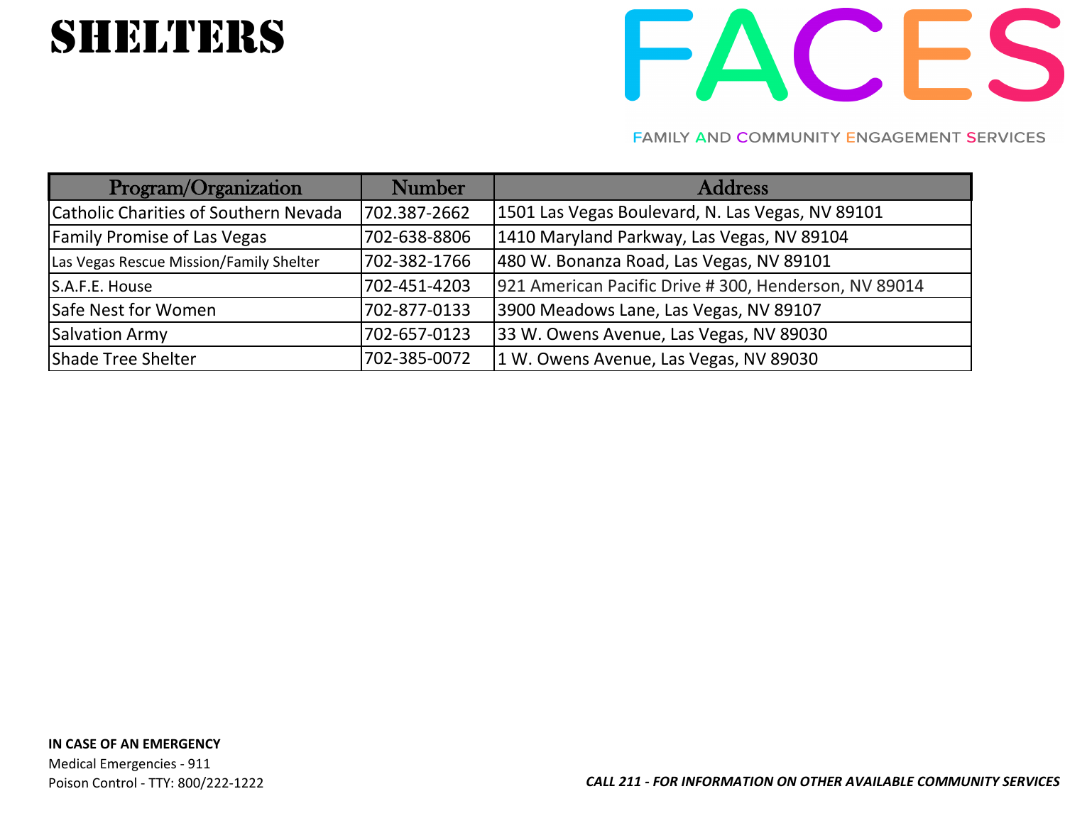# SHELTERS

FACES

FAMILY AND COMMUNITY ENGAGEMENT SERVICES

| Program/Organization | Number | Address |
|---|---|---|
| Catholic Charities of Southern Nevada | 702.387-2662 | 1501 Las Vegas Boulevard, N. Las Vegas, NV 89101 |
| Family Promise of Las Vegas | 702-638-8806 | 1410 Maryland Parkway, Las Vegas, NV 89104 |
| Las Vegas Rescue Mission/Family Shelter | 702-382-1766 | 480 W. Bonanza Road, Las Vegas, NV 89101 |
| S.A.F.E. House | 702-451-4203 | 921 American Pacific Drive # 300, Henderson, NV 89014 |
| Safe Nest for Women | 702-877-0133 | 3900 Meadows Lane, Las Vegas, NV 89107 |
| Salvation Army | 702-657-0123 | 33 W. Owens Avenue, Las Vegas, NV 89030 |
| Shade Tree Shelter | 702-385-0072 | 1 W. Owens Avenue, Las Vegas, NV 89030 |

**IN CASE OF AN EMERGENCY**

Medical Emergencies - 911

Poison Control - TTY: 800/222-1222

***CALL 211 - FOR INFORMATION ON OTHER AVAILABLE COMMUNITY SERVICES***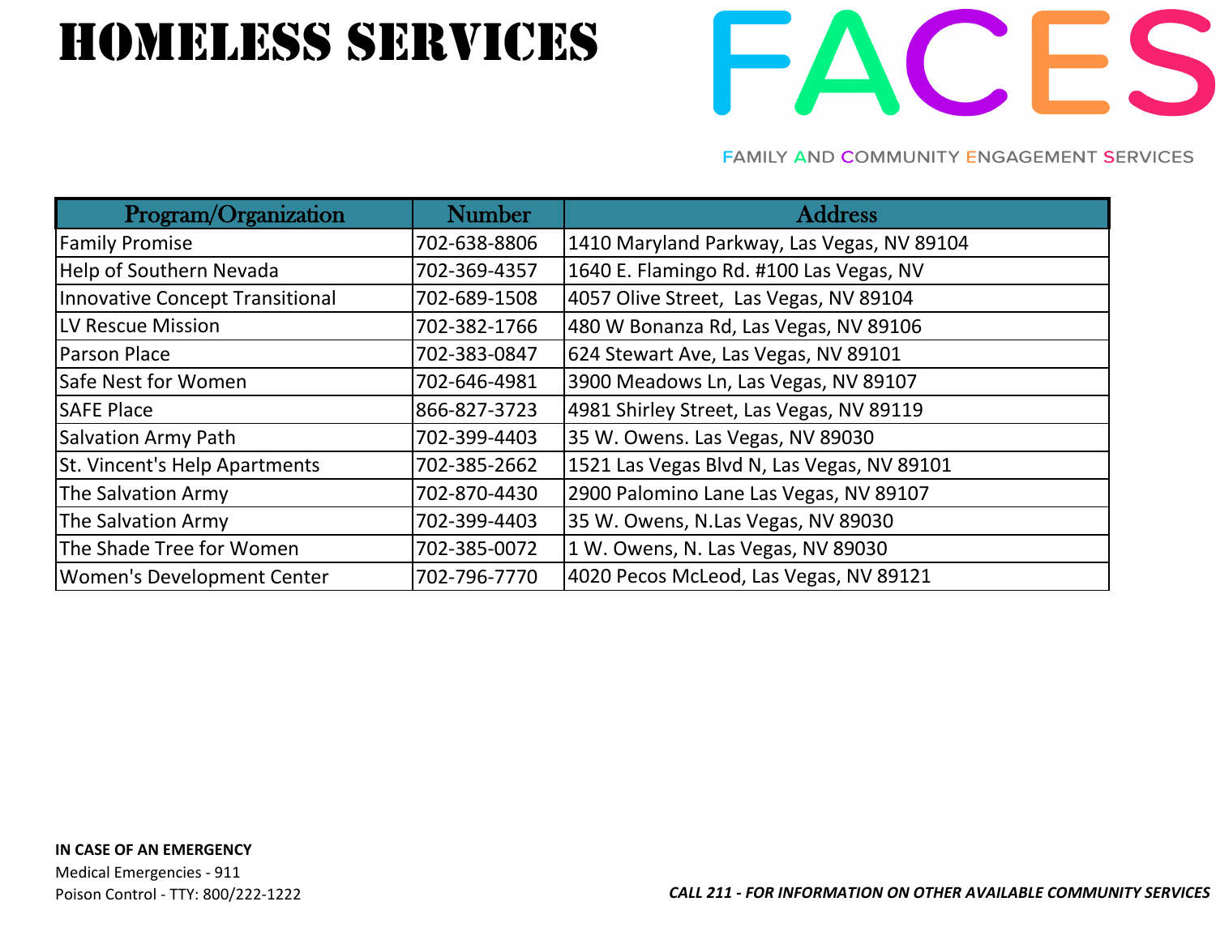# HOMELESS SERVICES

FACES

FAMILY AND COMMUNITY ENGAGEMENT SERVICES

| Program/Organization | Number | Address |
|---|---|---|
| Family Promise | 702-638-8806 | 1410 Maryland Parkway, Las Vegas, NV 89104 |
| Help of Southern Nevada | 702-369-4357 | 1640 E. Flamingo Rd. #100 Las Vegas, NV |
| Innovative Concept Transitional | 702-689-1508 | 4057 Olive Street,  Las Vegas, NV 89104 |
| LV Rescue Mission | 702-382-1766 | 480 W Bonanza Rd, Las Vegas, NV 89106 |
| Parson Place | 702-383-0847 | 624 Stewart Ave, Las Vegas, NV 89101 |
| Safe Nest for Women | 702-646-4981 | 3900 Meadows Ln, Las Vegas, NV 89107 |
| SAFE Place | 866-827-3723 | 4981 Shirley Street, Las Vegas, NV 89119 |
| Salvation Army Path | 702-399-4403 | 35 W. Owens. Las Vegas, NV 89030 |
| St. Vincent's Help Apartments | 702-385-2662 | 1521 Las Vegas Blvd N, Las Vegas, NV 89101 |
| The Salvation Army | 702-870-4430 | 2900 Palomino Lane Las Vegas, NV 89107 |
| The Salvation Army | 702-399-4403 | 35 W. Owens, N.Las Vegas, NV 89030 |
| The Shade Tree for Women | 702-385-0072 | 1 W. Owens, N. Las Vegas, NV 89030 |
| Women's Development Center | 702-796-7770 | 4020 Pecos McLeod, Las Vegas, NV 89121 |

**IN CASE OF AN EMERGENCY**
Medical Emergencies - 911
Poison Control - TTY: 800/222-1222

***CALL 211 - FOR INFORMATION ON OTHER AVAILABLE COMMUNITY SERVICES***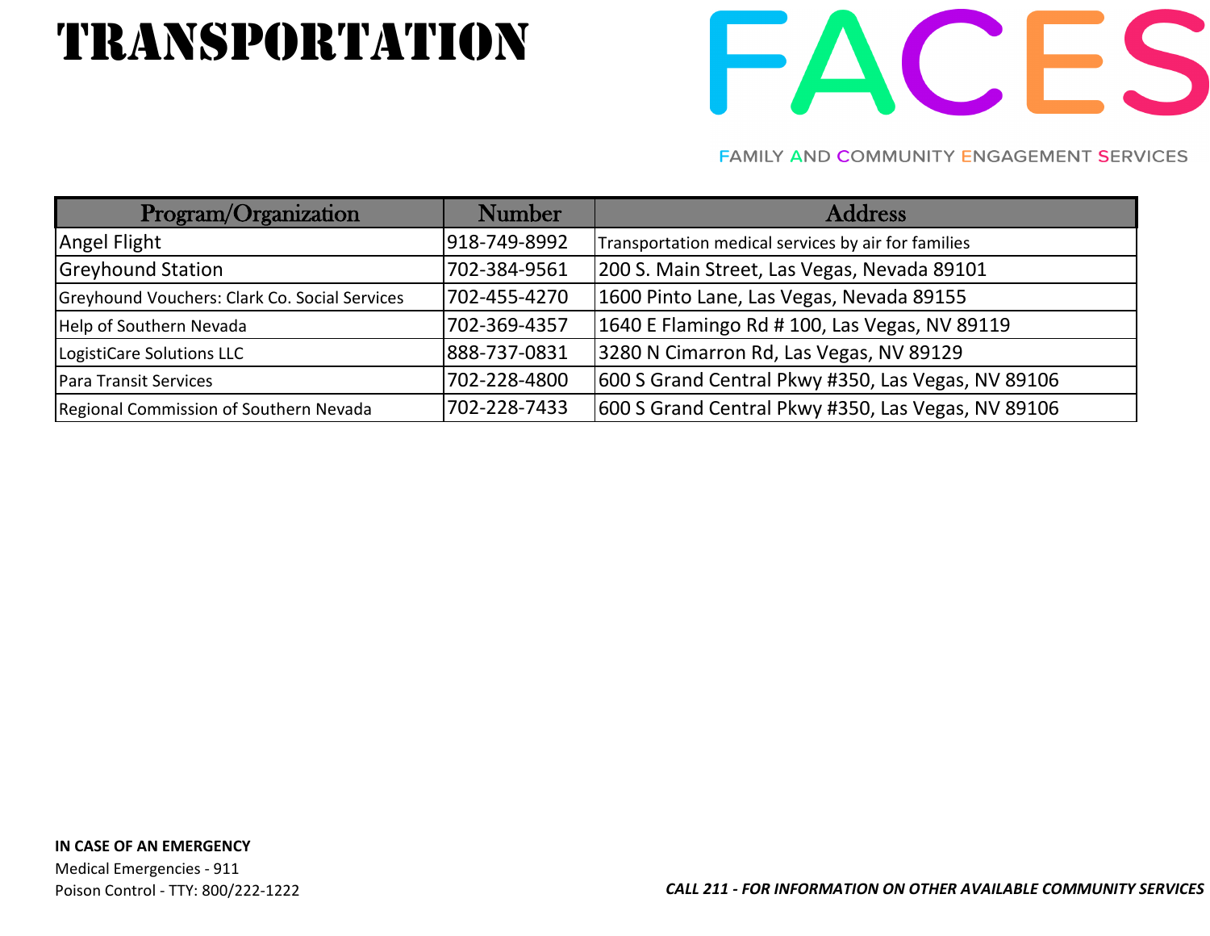# TRANSPORTATION

FACES

FAMILY AND COMMUNITY ENGAGEMENT SERVICES

| Program/Organization | Number | Address |
|---|---|---|
| Angel Flight | 918-749-8992 | Transportation medical services by air for families |
| Greyhound Station | 702-384-9561 | 200 S. Main Street, Las Vegas, Nevada 89101 |
| Greyhound Vouchers: Clark Co. Social Services | 702-455-4270 | 1600 Pinto Lane, Las Vegas, Nevada 89155 |
| Help of Southern Nevada | 702-369-4357 | 1640 E Flamingo Rd # 100, Las Vegas, NV 89119 |
| LogistiCare Solutions LLC | 888-737-0831 | 3280 N Cimarron Rd, Las Vegas, NV 89129 |
| Para Transit Services | 702-228-4800 | 600 S Grand Central Pkwy #350, Las Vegas, NV 89106 |
| Regional Commission of Southern Nevada | 702-228-7433 | 600 S Grand Central Pkwy #350, Las Vegas, NV 89106 |

**IN CASE OF AN EMERGENCY**
Medical Emergencies - 911
Poison Control - TTY: 800/222-1222

***CALL 211 - FOR INFORMATION ON OTHER AVAILABLE COMMUNITY SERVICES***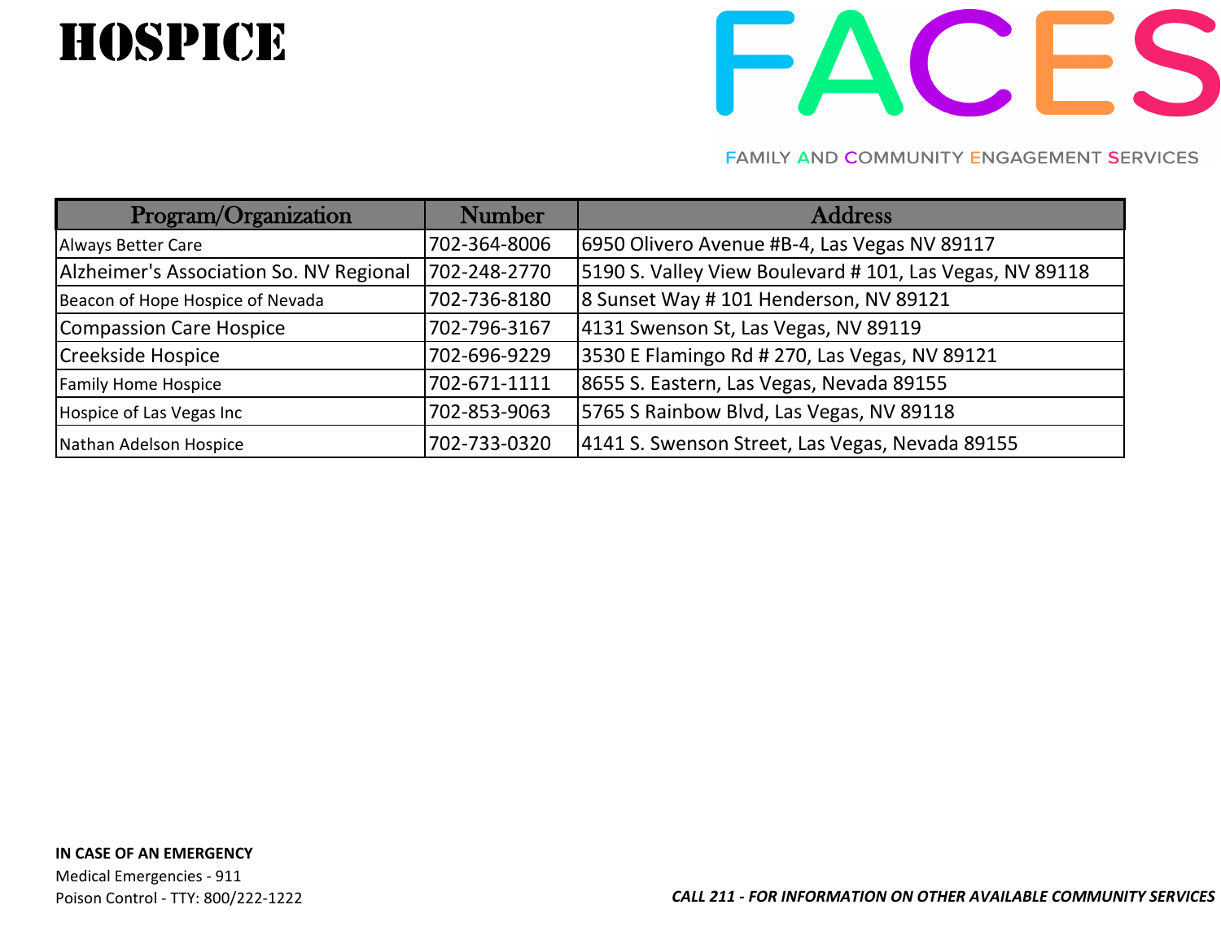# HOSPICE

FACES

FAMILY AND COMMUNITY ENGAGEMENT SERVICES

| Program/Organization | Number | Address |
|---|---|---|
| Always Better Care | 702-364-8006 | 6950 Olivero Avenue #B-4, Las Vegas NV 89117 |
| Alzheimer's Association So. NV Regional | 702-248-2770 | 5190 S. Valley View Boulevard # 101, Las Vegas, NV 89118 |
| Beacon of Hope Hospice of Nevada | 702-736-8180 | 8 Sunset Way # 101 Henderson, NV 89121 |
| Compassion Care Hospice | 702-796-3167 | 4131 Swenson St, Las Vegas, NV 89119 |
| Creekside Hospice | 702-696-9229 | 3530 E Flamingo Rd # 270, Las Vegas, NV 89121 |
| Family Home Hospice | 702-671-1111 | 8655 S. Eastern, Las Vegas, Nevada 89155 |
| Hospice of Las Vegas Inc | 702-853-9063 | 5765 S Rainbow Blvd, Las Vegas, NV 89118 |
| Nathan Adelson Hospice | 702-733-0320 | 4141 S. Swenson Street, Las Vegas, Nevada 89155 |

**IN CASE OF AN EMERGENCY**

Medical Emergencies - 911

Poison Control - TTY: 800/222-1222

***CALL 211 - FOR INFORMATION ON OTHER AVAILABLE COMMUNITY SERVICES***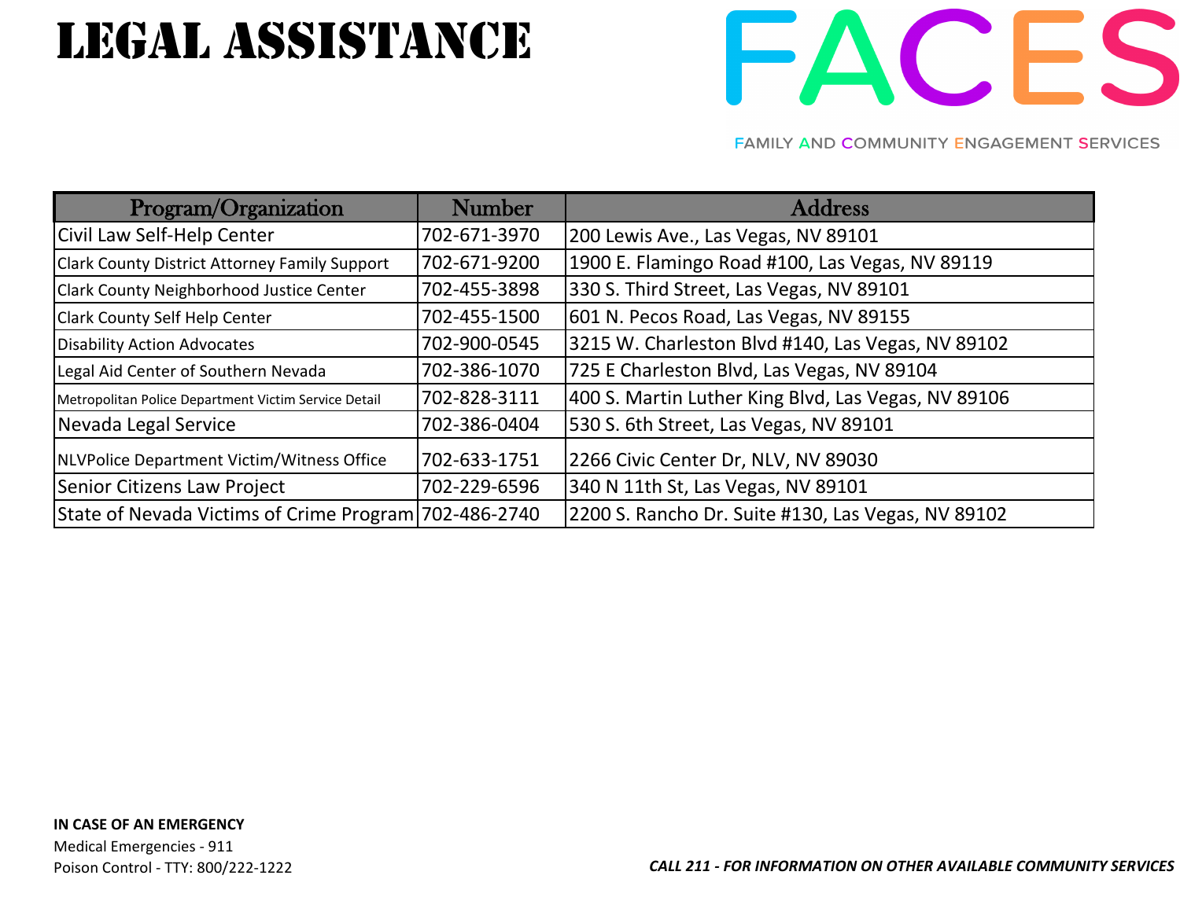# LEGAL ASSISTANCE

FACES

FAMILY AND COMMUNITY ENGAGEMENT SERVICES

| Program/Organization | Number | Address |
|---|---|---|
| Civil Law Self-Help Center | 702-671-3970 | 200 Lewis Ave., Las Vegas, NV 89101 |
| Clark County District Attorney Family Support | 702-671-9200 | 1900 E. Flamingo Road #100, Las Vegas, NV 89119 |
| Clark County Neighborhood Justice Center | 702-455-3898 | 330 S. Third Street, Las Vegas, NV 89101 |
| Clark County Self Help Center | 702-455-1500 | 601 N. Pecos Road, Las Vegas, NV 89155 |
| Disability Action Advocates | 702-900-0545 | 3215 W. Charleston Blvd #140, Las Vegas, NV 89102 |
| Legal Aid Center of Southern Nevada | 702-386-1070 | 725 E Charleston Blvd, Las Vegas, NV 89104 |
| Metropolitan Police Department Victim Service Detail | 702-828-3111 | 400 S. Martin Luther King Blvd, Las Vegas, NV 89106 |
| Nevada Legal Service | 702-386-0404 | 530 S. 6th Street, Las Vegas, NV 89101 |
| NLVPolice Department Victim/Witness Office | 702-633-1751 | 2266 Civic Center Dr, NLV, NV 89030 |
| Senior Citizens Law Project | 702-229-6596 | 340 N 11th St, Las Vegas, NV 89101 |
| State of Nevada Victims of Crime Program | 702-486-2740 | 2200 S. Rancho Dr. Suite #130, Las Vegas, NV 89102 |

**IN CASE OF AN EMERGENCY**
Medical Emergencies - 911
Poison Control - TTY: 800/222-1222

***CALL 211 - FOR INFORMATION ON OTHER AVAILABLE COMMUNITY SERVICES***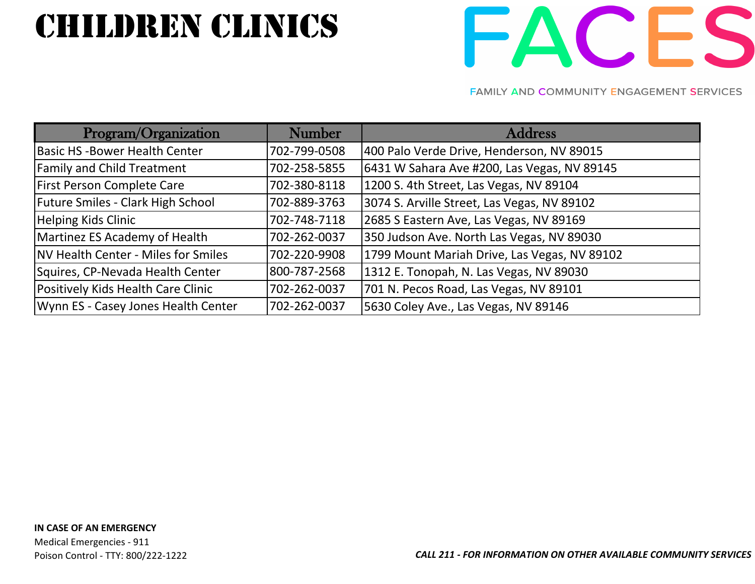# CHILDREN CLINICS

FACES

FAMILY AND COMMUNITY ENGAGEMENT SERVICES

| Program/Organization | Number | Address |
|---|---|---|
| Basic HS -Bower Health Center | 702-799-0508 | 400 Palo Verde Drive, Henderson, NV 89015 |
| Family and Child Treatment | 702-258-5855 | 6431 W Sahara Ave #200, Las Vegas, NV 89145 |
| First Person Complete Care | 702-380-8118 | 1200 S. 4th Street, Las Vegas, NV 89104 |
| Future Smiles - Clark High School | 702-889-3763 | 3074 S. Arville Street, Las Vegas, NV 89102 |
| Helping Kids Clinic | 702-748-7118 | 2685 S Eastern Ave, Las Vegas, NV 89169 |
| Martinez ES Academy of Health | 702-262-0037 | 350 Judson Ave. North Las Vegas, NV 89030 |
| NV Health Center - Miles for Smiles | 702-220-9908 | 1799 Mount Mariah Drive, Las Vegas, NV 89102 |
| Squires, CP-Nevada Health Center | 800-787-2568 | 1312 E. Tonopah, N. Las Vegas, NV 89030 |
| Positively Kids Health Care Clinic | 702-262-0037 | 701 N. Pecos Road, Las Vegas, NV 89101 |
| Wynn ES - Casey Jones Health Center | 702-262-0037 | 5630 Coley Ave., Las Vegas, NV 89146 |

**IN CASE OF AN EMERGENCY**

Medical Emergencies - 911

Poison Control - TTY: 800/222-1222

***CALL 211 - FOR INFORMATION ON OTHER AVAILABLE COMMUNITY SERVICES***